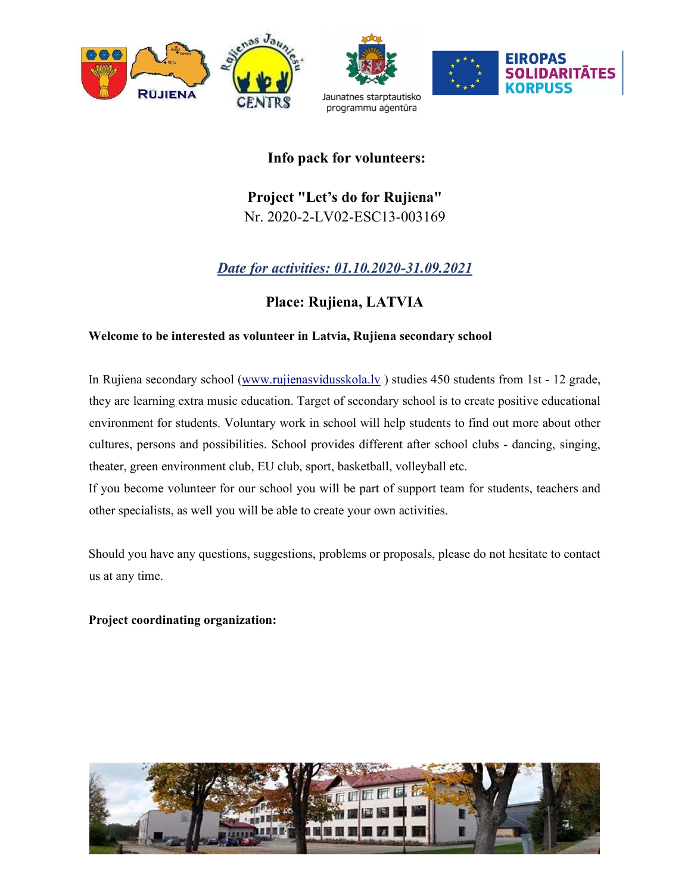# Info pack for volunteers:

## Project "Let's do for Rujiena"

Nr. 2020-2-LV02-ESC13-003169

***Date for activities: 01.10.2020-31.09.2021***

### Place: Rujiena, LATVIA

**Welcome to be interested as volunteer in Latvia, Rujiena secondary school**

In Rujiena secondary school (www.rujienasvidusskola.lv ) studies 450 students from 1st - 12 grade, they are learning extra music education. Target of secondary school is to create positive educational environment for students. Voluntary work in school will help students to find out more about other cultures, persons and possibilities. School provides different after school clubs - dancing, singing, theater, green environment club, EU club, sport, basketball, volleyball etc.

If you become volunteer for our school you will be part of support team for students, teachers and other specialists, as well you will be able to create your own activities.

Should you have any questions, suggestions, problems or proposals, please do not hesitate to contact us at any time.

**Project coordinating organization:**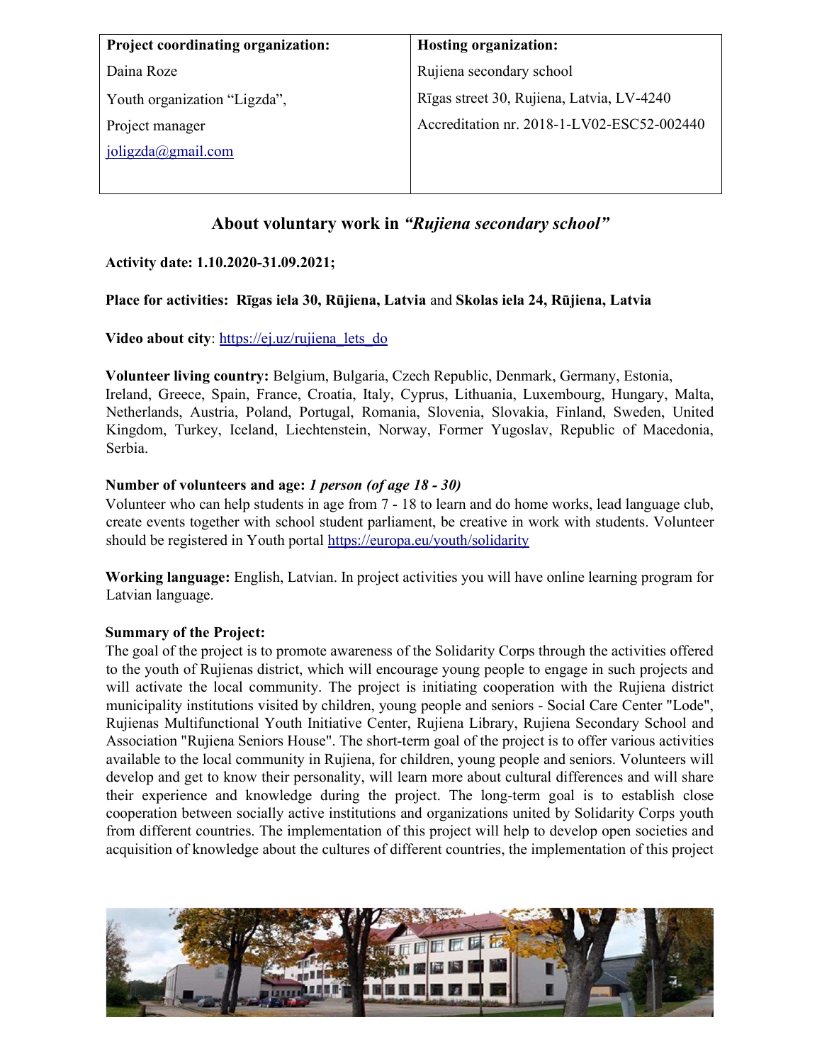| Project coordinating organization: | Hosting organization: |
|---|---|
| Daina Roze | Rujiena secondary school |
| Youth organization "Ligzda", | Rīgas street 30, Rujiena, Latvia, LV-4240 |
| Project manager | Accreditation nr. 2018-1-LV02-ESC52-002440 |
| joligzda@gmail.com | |

## About voluntary work in *"Rujiena secondary school"*

**Activity date: 1.10.2020-31.09.2021;**

**Place for activities: Rīgas iela 30, Rūjiena, Latvia** and **Skolas iela 24, Rūjiena, Latvia**

**Video about city**: https://ej.uz/rujiena_lets_do

**Volunteer living country:** Belgium, Bulgaria, Czech Republic, Denmark, Germany, Estonia, Ireland, Greece, Spain, France, Croatia, Italy, Cyprus, Lithuania, Luxembourg, Hungary, Malta, Netherlands, Austria, Poland, Portugal, Romania, Slovenia, Slovakia, Finland, Sweden, United Kingdom, Turkey, Iceland, Liechtenstein, Norway, Former Yugoslav, Republic of Macedonia, Serbia.

**Number of volunteers and age:** ***1 person (of age 18 - 30)***
Volunteer who can help students in age from 7 - 18 to learn and do home works, lead language club, create events together with school student parliament, be creative in work with students. Volunteer should be registered in Youth portal https://europa.eu/youth/solidarity

**Working language:** English, Latvian. In project activities you will have online learning program for Latvian language.

**Summary of the Project:**
The goal of the project is to promote awareness of the Solidarity Corps through the activities offered to the youth of Rujienas district, which will encourage young people to engage in such projects and will activate the local community. The project is initiating cooperation with the Rujiena district municipality institutions visited by children, young people and seniors - Social Care Center "Lode", Rujienas Multifunctional Youth Initiative Center, Rujiena Library, Rujiena Secondary School and Association "Rujiena Seniors House". The short-term goal of the project is to offer various activities available to the local community in Rujiena, for children, young people and seniors. Volunteers will develop and get to know their personality, will learn more about cultural differences and will share their experience and knowledge during the project. The long-term goal is to establish close cooperation between socially active institutions and organizations united by Solidarity Corps youth from different countries. The implementation of this project will help to develop open societies and acquisition of knowledge about the cultures of different countries, the implementation of this project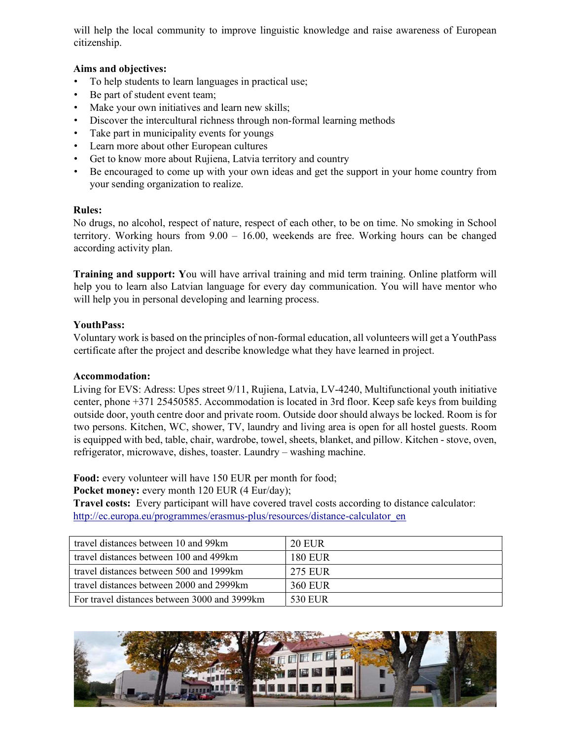will help the local community to improve linguistic knowledge and raise awareness of European citizenship.

**Aims and objectives:**

- To help students to learn languages in practical use;
- Be part of student event team;
- Make your own initiatives and learn new skills;
- Discover the intercultural richness through non-formal learning methods
- Take part in municipality events for youngs
- Learn more about other European cultures
- Get to know more about Rujiena, Latvia territory and country
- Be encouraged to come up with your own ideas and get the support in your home country from your sending organization to realize.

**Rules:**

No drugs, no alcohol, respect of nature, respect of each other, to be on time. No smoking in School territory. Working hours from 9.00 – 16.00, weekends are free. Working hours can be changed according activity plan.

**Training and support:** You will have arrival training and mid term training. Online platform will help you to learn also Latvian language for every day communication. You will have mentor who will help you in personal developing and learning process.

**YouthPass:**

Voluntary work is based on the principles of non-formal education, all volunteers will get a YouthPass certificate after the project and describe knowledge what they have learned in project.

**Accommodation:**

Living for EVS: Adress: Upes street 9/11, Rujiena, Latvia, LV-4240, Multifunctional youth initiative center, phone +371 25450585. Accommodation is located in 3rd floor. Keep safe keys from building outside door, youth centre door and private room. Outside door should always be locked. Room is for two persons. Kitchen, WC, shower, TV, laundry and living area is open for all hostel guests. Room is equipped with bed, table, chair, wardrobe, towel, sheets, blanket, and pillow. Kitchen - stove, oven, refrigerator, microwave, dishes, toaster. Laundry – washing machine.

**Food:** every volunteer will have 150 EUR per month for food;
**Pocket money:** every month 120 EUR (4 Eur/day);
**Travel costs:** Every participant will have covered travel costs according to distance calculator: http://ec.europa.eu/programmes/erasmus-plus/resources/distance-calculator_en

| | |
|---|---|
| travel distances between 10 and 99km | 20 EUR |
| travel distances between 100 and 499km | 180 EUR |
| travel distances between 500 and 1999km | 275 EUR |
| travel distances between 2000 and 2999km | 360 EUR |
| For travel distances between 3000 and 3999km | 530 EUR |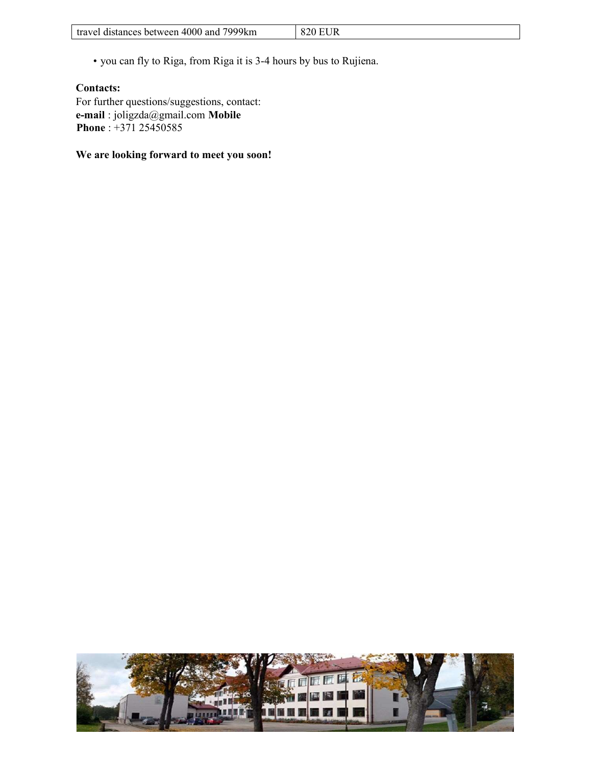| | |
|---|---|
| travel distances between 4000 and 7999km | 820 EUR |

- you can fly to Riga, from Riga it is 3-4 hours by bus to Rujiena.

**Contacts:**
For further questions/suggestions, contact:
**e-mail** : joligzda@gmail.com **Mobile Phone** : +371 25450585

**We are looking forward to meet you soon!**